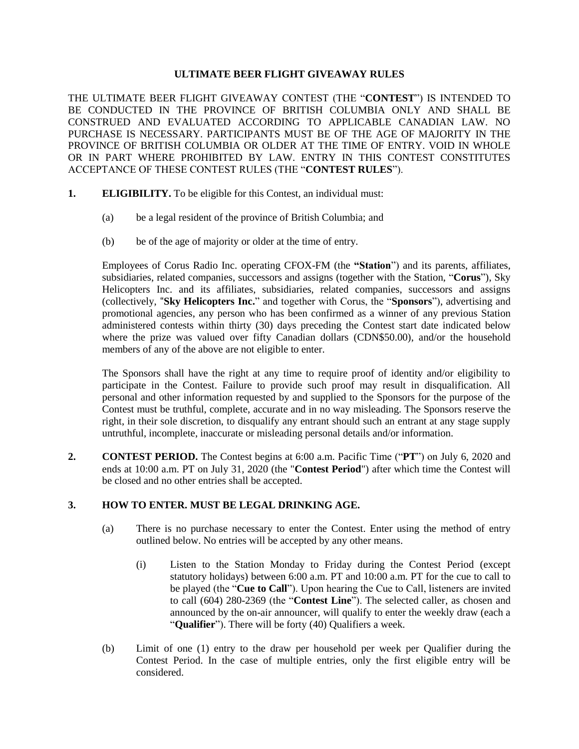# ULTIMATE BEER FLIGHT GIVEAWAY RULES

THE ULTIMATE BEER FLIGHT GIVEAWAY CONTEST (THE "**CONTEST**") IS INTENDED TO BE CONDUCTED IN THE PROVINCE OF BRITISH COLUMBIA ONLY AND SHALL BE CONSTRUED AND EVALUATED ACCORDING TO APPLICABLE CANADIAN LAW. NO PURCHASE IS NECESSARY. PARTICIPANTS MUST BE OF THE AGE OF MAJORITY IN THE PROVINCE OF BRITISH COLUMBIA OR OLDER AT THE TIME OF ENTRY. VOID IN WHOLE OR IN PART WHERE PROHIBITED BY LAW. ENTRY IN THIS CONTEST CONSTITUTES ACCEPTANCE OF THESE CONTEST RULES (THE "**CONTEST RULES**").

**1. ELIGIBILITY.** To be eligible for this Contest, an individual must:

(a) be a legal resident of the province of British Columbia; and

(b) be of the age of majority or older at the time of entry.

Employees of Corus Radio Inc. operating CFOX-FM (the **"Station**") and its parents, affiliates, subsidiaries, related companies, successors and assigns (together with the Station, "**Corus**"), Sky Helicopters Inc. and its affiliates, subsidiaries, related companies, successors and assigns (collectively, "**Sky Helicopters Inc.**" and together with Corus, the "**Sponsors**"), advertising and promotional agencies, any person who has been confirmed as a winner of any previous Station administered contests within thirty (30) days preceding the Contest start date indicated below where the prize was valued over fifty Canadian dollars (CDN$50.00), and/or the household members of any of the above are not eligible to enter.

The Sponsors shall have the right at any time to require proof of identity and/or eligibility to participate in the Contest. Failure to provide such proof may result in disqualification. All personal and other information requested by and supplied to the Sponsors for the purpose of the Contest must be truthful, complete, accurate and in no way misleading. The Sponsors reserve the right, in their sole discretion, to disqualify any entrant should such an entrant at any stage supply untruthful, incomplete, inaccurate or misleading personal details and/or information.

**2. CONTEST PERIOD.** The Contest begins at 6:00 a.m. Pacific Time ("**PT**") on July 6, 2020 and ends at 10:00 a.m. PT on July 31, 2020 (the "**Contest Period**") after which time the Contest will be closed and no other entries shall be accepted.

**3. HOW TO ENTER. MUST BE LEGAL DRINKING AGE.**

(a) There is no purchase necessary to enter the Contest. Enter using the method of entry outlined below. No entries will be accepted by any other means.

(i) Listen to the Station Monday to Friday during the Contest Period (except statutory holidays) between 6:00 a.m. PT and 10:00 a.m. PT for the cue to call to be played (the "**Cue to Call**"). Upon hearing the Cue to Call, listeners are invited to call (604) 280-2369 (the "**Contest Line**"). The selected caller, as chosen and announced by the on-air announcer, will qualify to enter the weekly draw (each a "**Qualifier**"). There will be forty (40) Qualifiers a week.

(b) Limit of one (1) entry to the draw per household per week per Qualifier during the Contest Period. In the case of multiple entries, only the first eligible entry will be considered.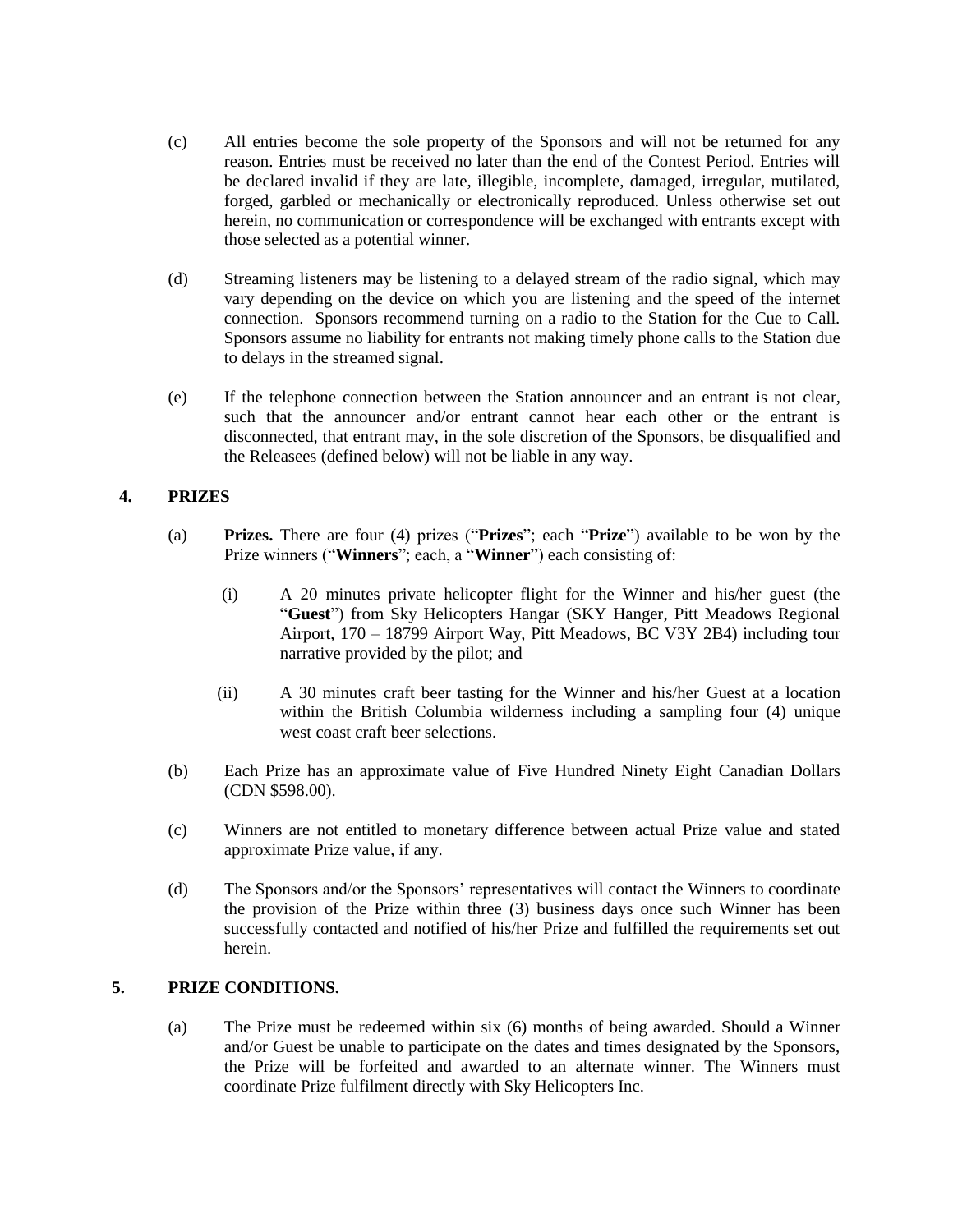(c) All entries become the sole property of the Sponsors and will not be returned for any reason. Entries must be received no later than the end of the Contest Period. Entries will be declared invalid if they are late, illegible, incomplete, damaged, irregular, mutilated, forged, garbled or mechanically or electronically reproduced. Unless otherwise set out herein, no communication or correspondence will be exchanged with entrants except with those selected as a potential winner.

(d) Streaming listeners may be listening to a delayed stream of the radio signal, which may vary depending on the device on which you are listening and the speed of the internet connection. Sponsors recommend turning on a radio to the Station for the Cue to Call. Sponsors assume no liability for entrants not making timely phone calls to the Station due to delays in the streamed signal.

(e) If the telephone connection between the Station announcer and an entrant is not clear, such that the announcer and/or entrant cannot hear each other or the entrant is disconnected, that entrant may, in the sole discretion of the Sponsors, be disqualified and the Releasees (defined below) will not be liable in any way.

## 4. PRIZES

(a) **Prizes.** There are four (4) prizes ("**Prizes**"; each "**Prize**") available to be won by the Prize winners ("**Winners**"; each, a "**Winner**") each consisting of:

(i) A 20 minutes private helicopter flight for the Winner and his/her guest (the "**Guest**") from Sky Helicopters Hangar (SKY Hanger, Pitt Meadows Regional Airport, 170 – 18799 Airport Way, Pitt Meadows, BC V3Y 2B4) including tour narrative provided by the pilot; and

(ii) A 30 minutes craft beer tasting for the Winner and his/her Guest at a location within the British Columbia wilderness including a sampling four (4) unique west coast craft beer selections.

(b) Each Prize has an approximate value of Five Hundred Ninety Eight Canadian Dollars (CDN $598.00).

(c) Winners are not entitled to monetary difference between actual Prize value and stated approximate Prize value, if any.

(d) The Sponsors and/or the Sponsors' representatives will contact the Winners to coordinate the provision of the Prize within three (3) business days once such Winner has been successfully contacted and notified of his/her Prize and fulfilled the requirements set out herein.

## 5. PRIZE CONDITIONS.

(a) The Prize must be redeemed within six (6) months of being awarded. Should a Winner and/or Guest be unable to participate on the dates and times designated by the Sponsors, the Prize will be forfeited and awarded to an alternate winner. The Winners must coordinate Prize fulfilment directly with Sky Helicopters Inc.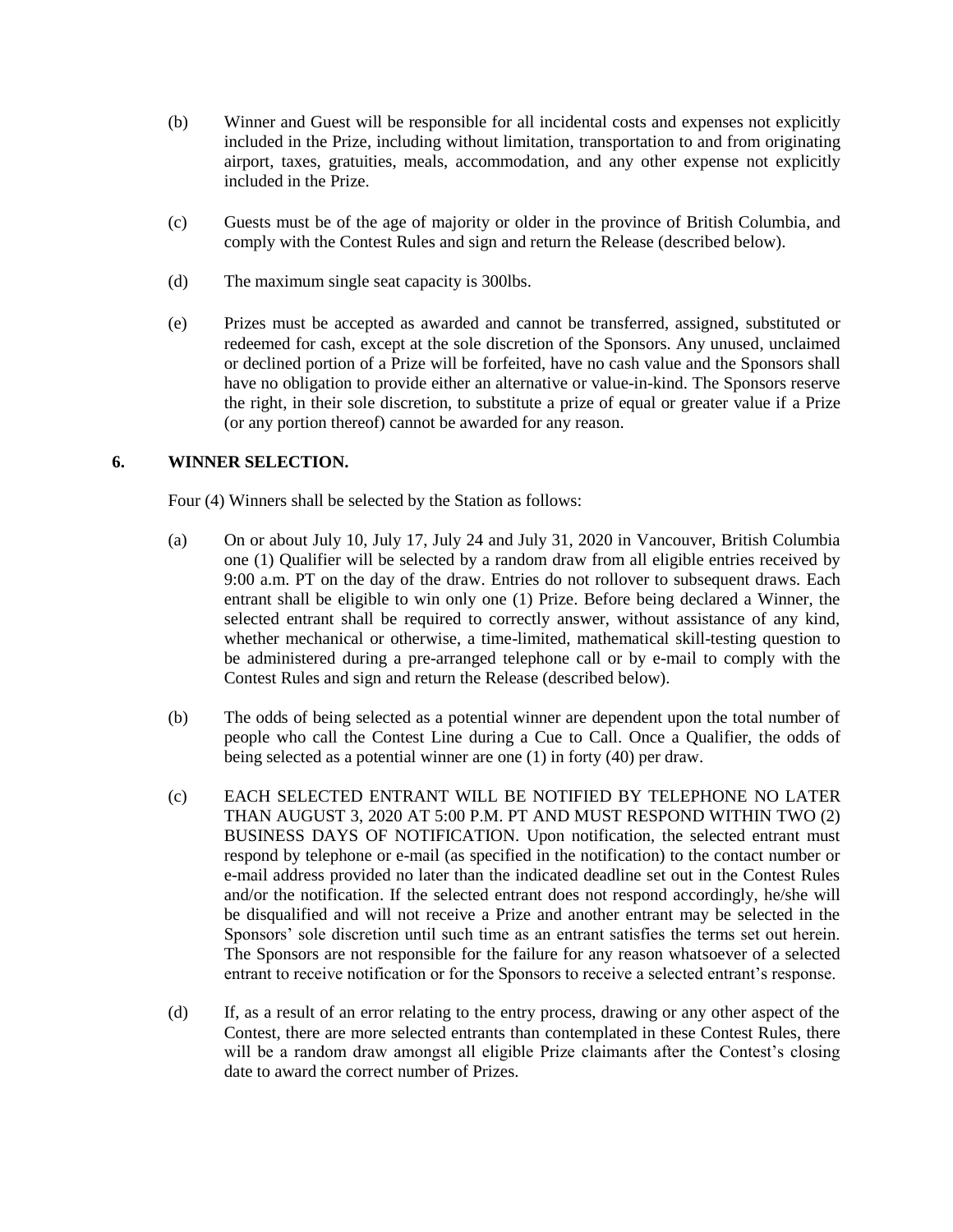(b) Winner and Guest will be responsible for all incidental costs and expenses not explicitly included in the Prize, including without limitation, transportation to and from originating airport, taxes, gratuities, meals, accommodation, and any other expense not explicitly included in the Prize.

(c) Guests must be of the age of majority or older in the province of British Columbia, and comply with the Contest Rules and sign and return the Release (described below).

(d) The maximum single seat capacity is 300lbs.

(e) Prizes must be accepted as awarded and cannot be transferred, assigned, substituted or redeemed for cash, except at the sole discretion of the Sponsors. Any unused, unclaimed or declined portion of a Prize will be forfeited, have no cash value and the Sponsors shall have no obligation to provide either an alternative or value-in-kind. The Sponsors reserve the right, in their sole discretion, to substitute a prize of equal or greater value if a Prize (or any portion thereof) cannot be awarded for any reason.

## 6. WINNER SELECTION.

Four (4) Winners shall be selected by the Station as follows:

(a) On or about July 10, July 17, July 24 and July 31, 2020 in Vancouver, British Columbia one (1) Qualifier will be selected by a random draw from all eligible entries received by 9:00 a.m. PT on the day of the draw. Entries do not rollover to subsequent draws. Each entrant shall be eligible to win only one (1) Prize. Before being declared a Winner, the selected entrant shall be required to correctly answer, without assistance of any kind, whether mechanical or otherwise, a time-limited, mathematical skill-testing question to be administered during a pre-arranged telephone call or by e-mail to comply with the Contest Rules and sign and return the Release (described below).

(b) The odds of being selected as a potential winner are dependent upon the total number of people who call the Contest Line during a Cue to Call. Once a Qualifier, the odds of being selected as a potential winner are one (1) in forty (40) per draw.

(c) EACH SELECTED ENTRANT WILL BE NOTIFIED BY TELEPHONE NO LATER THAN AUGUST 3, 2020 AT 5:00 P.M. PT AND MUST RESPOND WITHIN TWO (2) BUSINESS DAYS OF NOTIFICATION. Upon notification, the selected entrant must respond by telephone or e-mail (as specified in the notification) to the contact number or e-mail address provided no later than the indicated deadline set out in the Contest Rules and/or the notification. If the selected entrant does not respond accordingly, he/she will be disqualified and will not receive a Prize and another entrant may be selected in the Sponsors' sole discretion until such time as an entrant satisfies the terms set out herein. The Sponsors are not responsible for the failure for any reason whatsoever of a selected entrant to receive notification or for the Sponsors to receive a selected entrant's response.

(d) If, as a result of an error relating to the entry process, drawing or any other aspect of the Contest, there are more selected entrants than contemplated in these Contest Rules, there will be a random draw amongst all eligible Prize claimants after the Contest's closing date to award the correct number of Prizes.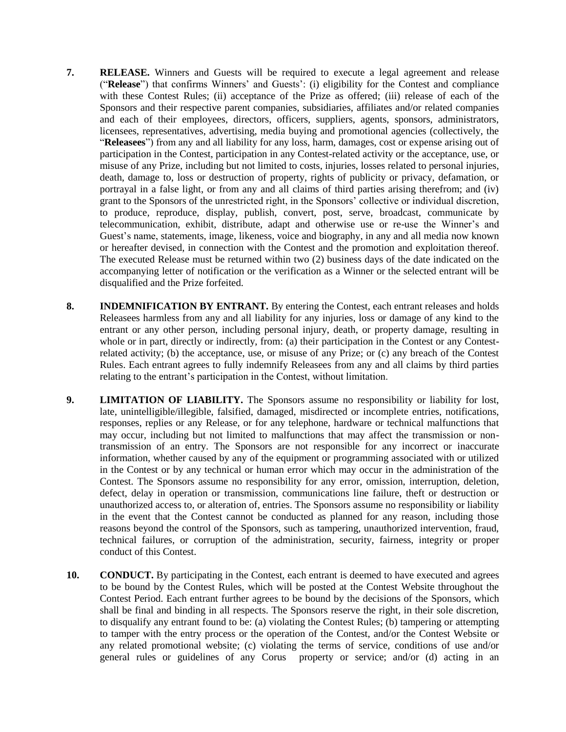**7.** **RELEASE.** Winners and Guests will be required to execute a legal agreement and release ("**Release**") that confirms Winners' and Guests': (i) eligibility for the Contest and compliance with these Contest Rules; (ii) acceptance of the Prize as offered; (iii) release of each of the Sponsors and their respective parent companies, subsidiaries, affiliates and/or related companies and each of their employees, directors, officers, suppliers, agents, sponsors, administrators, licensees, representatives, advertising, media buying and promotional agencies (collectively, the "**Releasees**") from any and all liability for any loss, harm, damages, cost or expense arising out of participation in the Contest, participation in any Contest-related activity or the acceptance, use, or misuse of any Prize, including but not limited to costs, injuries, losses related to personal injuries, death, damage to, loss or destruction of property, rights of publicity or privacy, defamation, or portrayal in a false light, or from any and all claims of third parties arising therefrom; and (iv) grant to the Sponsors of the unrestricted right, in the Sponsors' collective or individual discretion, to produce, reproduce, display, publish, convert, post, serve, broadcast, communicate by telecommunication, exhibit, distribute, adapt and otherwise use or re-use the Winner's and Guest's name, statements, image, likeness, voice and biography, in any and all media now known or hereafter devised, in connection with the Contest and the promotion and exploitation thereof. The executed Release must be returned within two (2) business days of the date indicated on the accompanying letter of notification or the verification as a Winner or the selected entrant will be disqualified and the Prize forfeited.

**8.** **INDEMNIFICATION BY ENTRANT.** By entering the Contest, each entrant releases and holds Releasees harmless from any and all liability for any injuries, loss or damage of any kind to the entrant or any other person, including personal injury, death, or property damage, resulting in whole or in part, directly or indirectly, from: (a) their participation in the Contest or any Contest-related activity; (b) the acceptance, use, or misuse of any Prize; or (c) any breach of the Contest Rules. Each entrant agrees to fully indemnify Releasees from any and all claims by third parties relating to the entrant's participation in the Contest, without limitation.

**9.** **LIMITATION OF LIABILITY.** The Sponsors assume no responsibility or liability for lost, late, unintelligible/illegible, falsified, damaged, misdirected or incomplete entries, notifications, responses, replies or any Release, or for any telephone, hardware or technical malfunctions that may occur, including but not limited to malfunctions that may affect the transmission or non-transmission of an entry. The Sponsors are not responsible for any incorrect or inaccurate information, whether caused by any of the equipment or programming associated with or utilized in the Contest or by any technical or human error which may occur in the administration of the Contest. The Sponsors assume no responsibility for any error, omission, interruption, deletion, defect, delay in operation or transmission, communications line failure, theft or destruction or unauthorized access to, or alteration of, entries. The Sponsors assume no responsibility or liability in the event that the Contest cannot be conducted as planned for any reason, including those reasons beyond the control of the Sponsors, such as tampering, unauthorized intervention, fraud, technical failures, or corruption of the administration, security, fairness, integrity or proper conduct of this Contest.

**10.** **CONDUCT.** By participating in the Contest, each entrant is deemed to have executed and agrees to be bound by the Contest Rules, which will be posted at the Contest Website throughout the Contest Period. Each entrant further agrees to be bound by the decisions of the Sponsors, which shall be final and binding in all respects. The Sponsors reserve the right, in their sole discretion, to disqualify any entrant found to be: (a) violating the Contest Rules; (b) tampering or attempting to tamper with the entry process or the operation of the Contest, and/or the Contest Website or any related promotional website; (c) violating the terms of service, conditions of use and/or general rules or guidelines of any Corus property or service; and/or (d) acting in an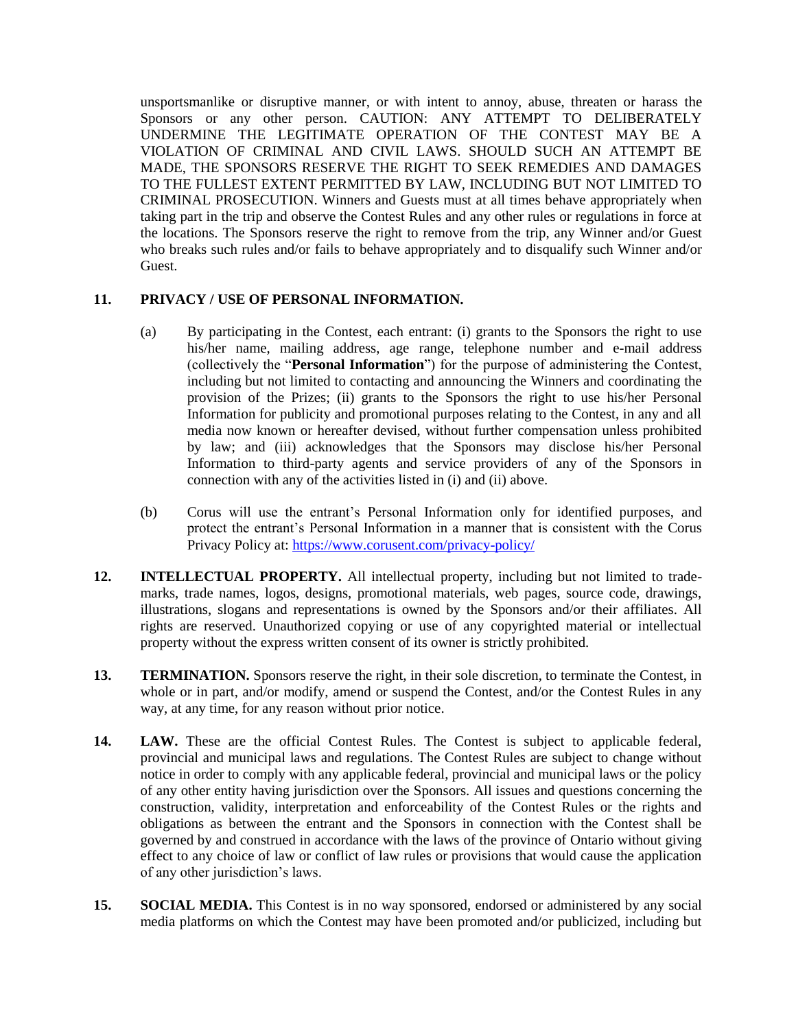unsportsmanlike or disruptive manner, or with intent to annoy, abuse, threaten or harass the Sponsors or any other person. CAUTION: ANY ATTEMPT TO DELIBERATELY UNDERMINE THE LEGITIMATE OPERATION OF THE CONTEST MAY BE A VIOLATION OF CRIMINAL AND CIVIL LAWS. SHOULD SUCH AN ATTEMPT BE MADE, THE SPONSORS RESERVE THE RIGHT TO SEEK REMEDIES AND DAMAGES TO THE FULLEST EXTENT PERMITTED BY LAW, INCLUDING BUT NOT LIMITED TO CRIMINAL PROSECUTION. Winners and Guests must at all times behave appropriately when taking part in the trip and observe the Contest Rules and any other rules or regulations in force at the locations. The Sponsors reserve the right to remove from the trip, any Winner and/or Guest who breaks such rules and/or fails to behave appropriately and to disqualify such Winner and/or Guest.

**11. PRIVACY / USE OF PERSONAL INFORMATION.**

(a) By participating in the Contest, each entrant: (i) grants to the Sponsors the right to use his/her name, mailing address, age range, telephone number and e-mail address (collectively the "**Personal Information**") for the purpose of administering the Contest, including but not limited to contacting and announcing the Winners and coordinating the provision of the Prizes; (ii) grants to the Sponsors the right to use his/her Personal Information for publicity and promotional purposes relating to the Contest, in any and all media now known or hereafter devised, without further compensation unless prohibited by law; and (iii) acknowledges that the Sponsors may disclose his/her Personal Information to third-party agents and service providers of any of the Sponsors in connection with any of the activities listed in (i) and (ii) above.

(b) Corus will use the entrant's Personal Information only for identified purposes, and protect the entrant's Personal Information in a manner that is consistent with the Corus Privacy Policy at: https://www.corusent.com/privacy-policy/

**12. INTELLECTUAL PROPERTY.** All intellectual property, including but not limited to trade-marks, trade names, logos, designs, promotional materials, web pages, source code, drawings, illustrations, slogans and representations is owned by the Sponsors and/or their affiliates. All rights are reserved. Unauthorized copying or use of any copyrighted material or intellectual property without the express written consent of its owner is strictly prohibited.

**13. TERMINATION.** Sponsors reserve the right, in their sole discretion, to terminate the Contest, in whole or in part, and/or modify, amend or suspend the Contest, and/or the Contest Rules in any way, at any time, for any reason without prior notice.

**14. LAW.** These are the official Contest Rules. The Contest is subject to applicable federal, provincial and municipal laws and regulations. The Contest Rules are subject to change without notice in order to comply with any applicable federal, provincial and municipal laws or the policy of any other entity having jurisdiction over the Sponsors. All issues and questions concerning the construction, validity, interpretation and enforceability of the Contest Rules or the rights and obligations as between the entrant and the Sponsors in connection with the Contest shall be governed by and construed in accordance with the laws of the province of Ontario without giving effect to any choice of law or conflict of law rules or provisions that would cause the application of any other jurisdiction's laws.

**15. SOCIAL MEDIA.** This Contest is in no way sponsored, endorsed or administered by any social media platforms on which the Contest may have been promoted and/or publicized, including but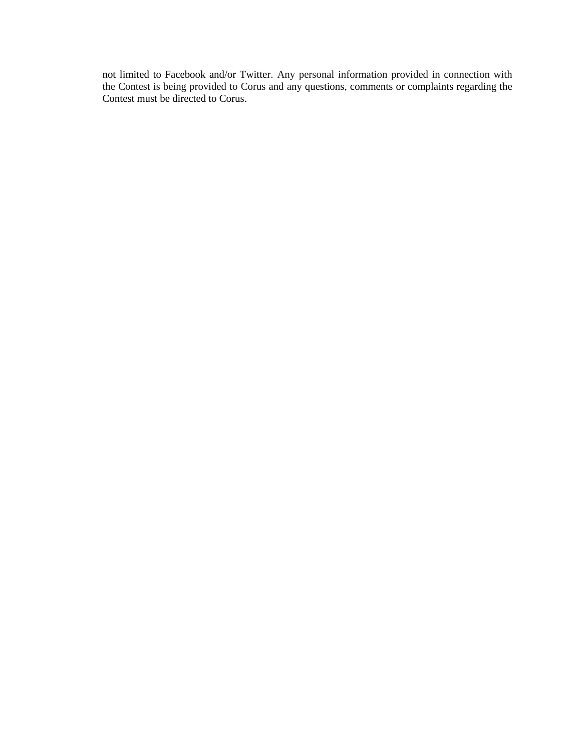not limited to Facebook and/or Twitter. Any personal information provided in connection with the Contest is being provided to Corus and any questions, comments or complaints regarding the Contest must be directed to Corus.